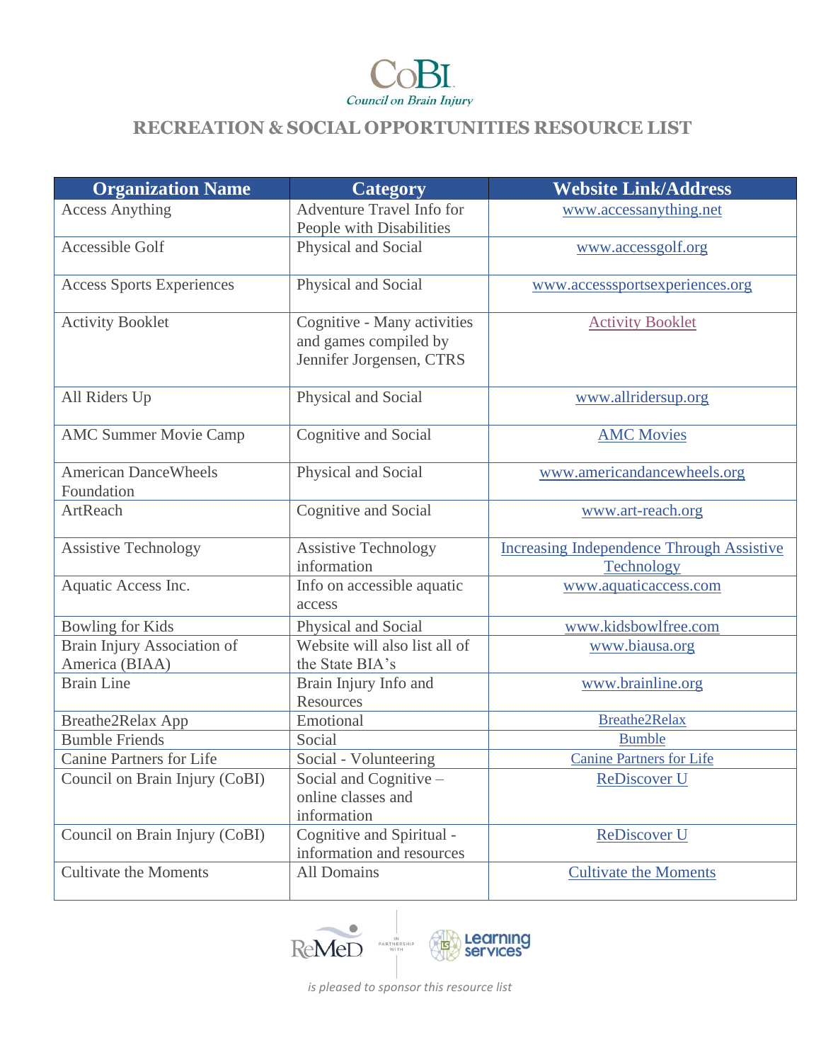CoBI
*Council on Brain Injury*

# RECREATION & SOCIAL OPPORTUNITIES RESOURCE LIST

| Organization Name | Category | Website Link/Address |
|---|---|---|
| Access Anything | Adventure Travel Info for People with Disabilities | www.accessanything.net |
| Accessible Golf | Physical and Social | www.accessgolf.org |
| Access Sports Experiences | Physical and Social | www.accesssportsexperiences.org |
| Activity Booklet | Cognitive - Many activities and games compiled by Jennifer Jorgensen, CTRS | Activity Booklet |
| All Riders Up | Physical and Social | www.allridersup.org |
| AMC Summer Movie Camp | Cognitive and Social | AMC Movies |
| American DanceWheels Foundation | Physical and Social | www.americandancewheels.org |
| ArtReach | Cognitive and Social | www.art-reach.org |
| Assistive Technology | Assistive Technology information | Increasing Independence Through Assistive Technology |
| Aquatic Access Inc. | Info on accessible aquatic access | www.aquaticaccess.com |
| Bowling for Kids | Physical and Social | www.kidsbowlfree.com |
| Brain Injury Association of America (BIAA) | Website will also list all of the State BIA's | www.biausa.org |
| Brain Line | Brain Injury Info and Resources | www.brainline.org |
| Breathe2Relax App | Emotional | Breathe2Relax |
| Bumble Friends | Social | Bumble |
| Canine Partners for Life | Social - Volunteering | Canine Partners for Life |
| Council on Brain Injury (CoBI) | Social and Cognitive – online classes and information | ReDiscover U |
| Council on Brain Injury (CoBI) | Cognitive and Spiritual - information and resources | ReDiscover U |
| Cultivate the Moments | All Domains | Cultivate the Moments |

ReMeD IN PARTNERSHIP WITH Learning Services

*is pleased to sponsor this resource list*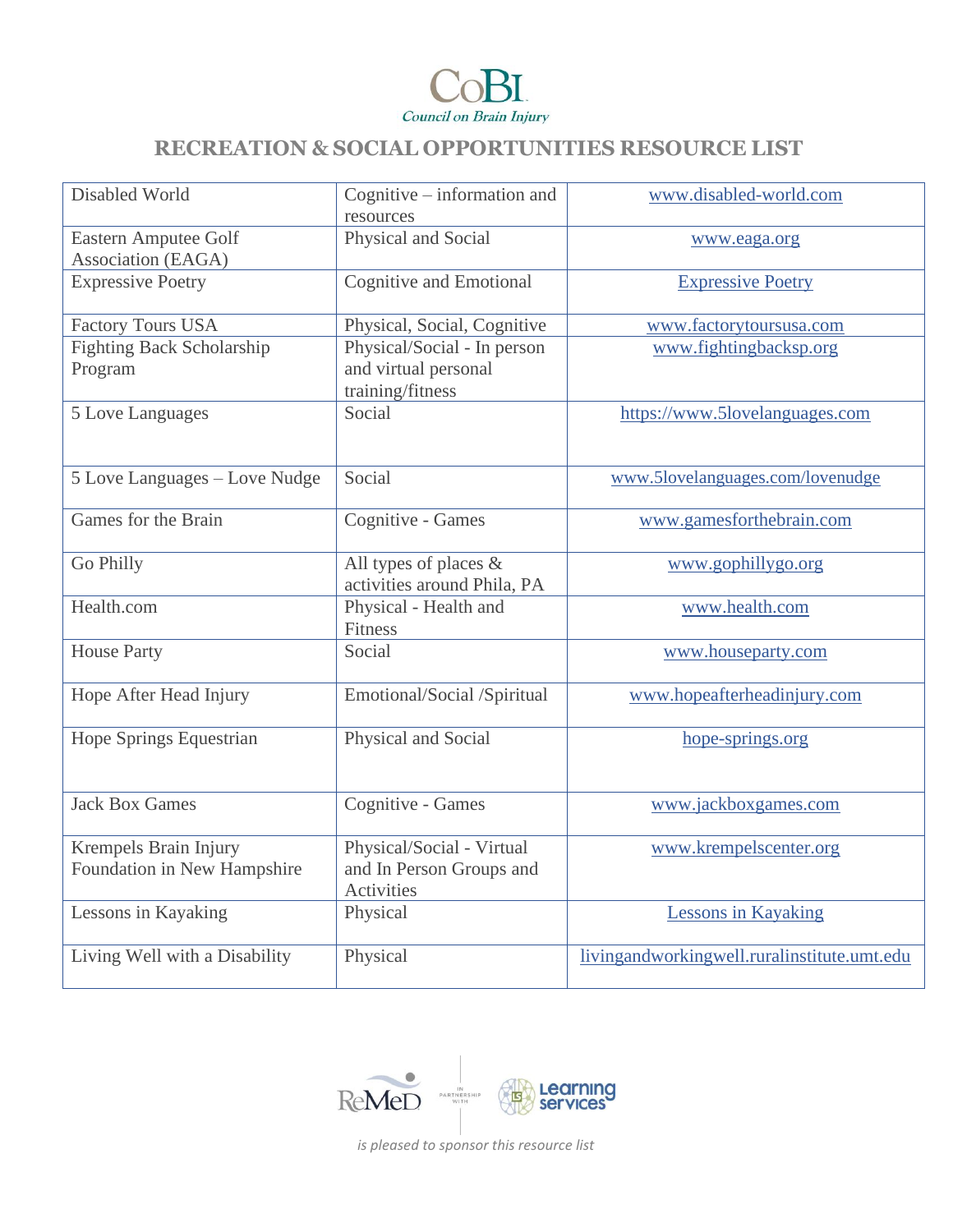# RECREATION & SOCIAL OPPORTUNITIES RESOURCE LIST

| | | |
|---|---|---|
| Disabled World | Cognitive – information and resources | www.disabled-world.com |
| Eastern Amputee Golf Association (EAGA) | Physical and Social | www.eaga.org |
| Expressive Poetry | Cognitive and Emotional | Expressive Poetry |
| Factory Tours USA | Physical, Social, Cognitive | www.factorytoursusa.com |
| Fighting Back Scholarship Program | Physical/Social - In person and virtual personal training/fitness | www.fightingbacksp.org |
| 5 Love Languages | Social | https://www.5lovelanguages.com |
| 5 Love Languages – Love Nudge | Social | www.5lovelanguages.com/lovenudge |
| Games for the Brain | Cognitive - Games | www.gamesforthebrain.com |
| Go Philly | All types of places & activities around Phila, PA | www.gophillygo.org |
| Health.com | Physical - Health and Fitness | www.health.com |
| House Party | Social | www.houseparty.com |
| Hope After Head Injury | Emotional/Social /Spiritual | www.hopeafterheadinjury.com |
| Hope Springs Equestrian | Physical and Social | hope-springs.org |
| Jack Box Games | Cognitive - Games | www.jackboxgames.com |
| Krempels Brain Injury Foundation in New Hampshire | Physical/Social - Virtual and In Person Groups and Activities | www.krempelscenter.org |
| Lessons in Kayaking | Physical | Lessons in Kayaking |
| Living Well with a Disability | Physical | livingandworkingwell.ruralinstitute.umt.edu |

*is pleased to sponsor this resource list*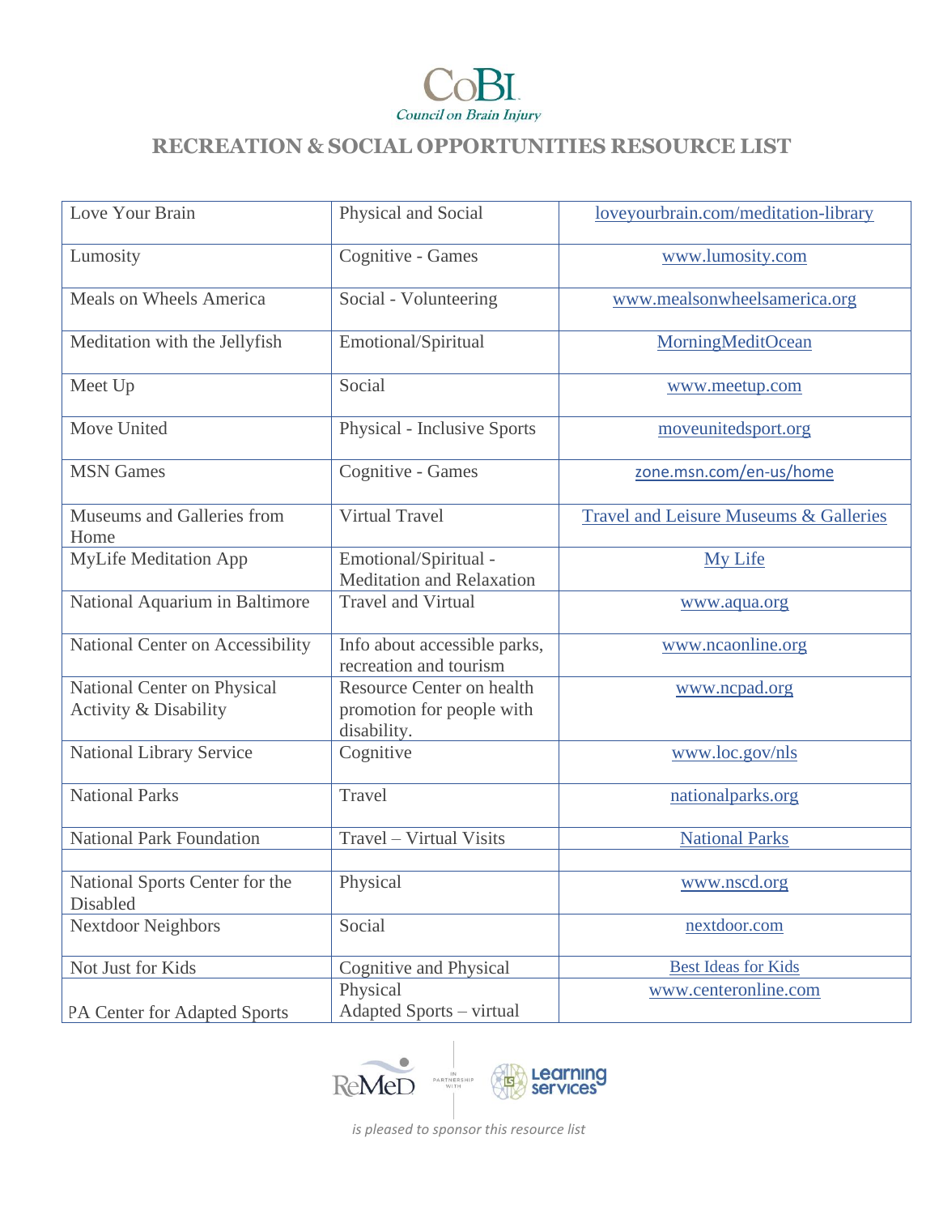CoBI
Council on Brain Injury

## RECREATION & SOCIAL OPPORTUNITIES RESOURCE LIST

| | | |
|---|---|---|
| Love Your Brain | Physical and Social | loveyourbrain.com/meditation-library |
| Lumosity | Cognitive - Games | www.lumosity.com |
| Meals on Wheels America | Social - Volunteering | www.mealsonwheelsamerica.org |
| Meditation with the Jellyfish | Emotional/Spiritual | MorningMeditOcean |
| Meet Up | Social | www.meetup.com |
| Move United | Physical - Inclusive Sports | moveunitedsport.org |
| MSN Games | Cognitive - Games | zone.msn.com/en-us/home |
| Museums and Galleries from Home | Virtual Travel | Travel and Leisure Museums & Galleries |
| MyLife Meditation App | Emotional/Spiritual - Meditation and Relaxation | My Life |
| National Aquarium in Baltimore | Travel and Virtual | www.aqua.org |
| National Center on Accessibility | Info about accessible parks, recreation and tourism | www.ncaonline.org |
| National Center on Physical Activity & Disability | Resource Center on health promotion for people with disability. | www.ncpad.org |
| National Library Service | Cognitive | www.loc.gov/nls |
| National Parks | Travel | nationalparks.org |
| National Park Foundation | Travel – Virtual Visits | National Parks |
| | | |
| National Sports Center for the Disabled | Physical | www.nscd.org |
| Nextdoor Neighbors | Social | nextdoor.com |
| Not Just for Kids | Cognitive and Physical | Best Ideas for Kids |
| PA Center for Adapted Sports | Physical<br>Adapted Sports – virtual | www.centeronline.com |

ReMeD in partnership with Learning Services

*is pleased to sponsor this resource list*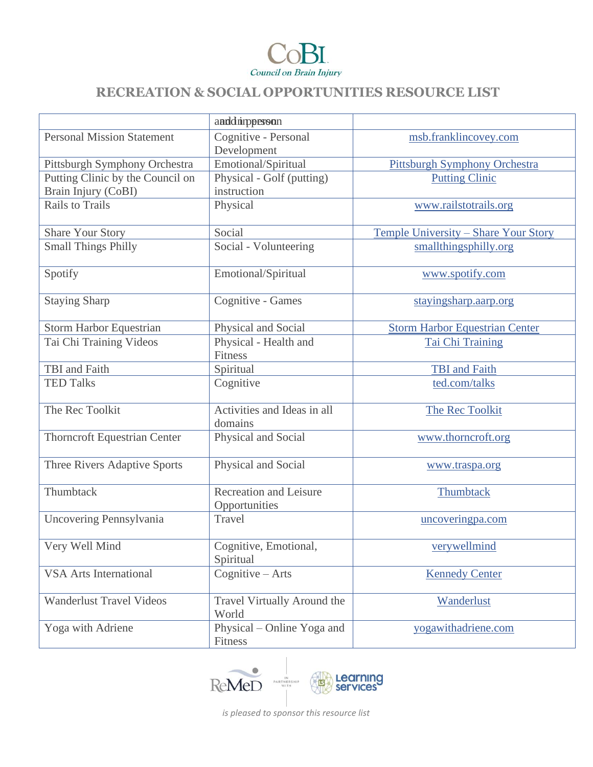CoBI
Council on Brain Injury

## RECREATION & SOCIAL OPPORTUNITIES RESOURCE LIST

| | | |
|---|---|---|
| | and in person | |
| Personal Mission Statement | Cognitive - Personal Development | msb.franklincovey.com |
| Pittsburgh Symphony Orchestra | Emotional/Spiritual | Pittsburgh Symphony Orchestra |
| Putting Clinic by the Council on Brain Injury (CoBI) | Physical - Golf (putting) instruction | Putting Clinic |
| Rails to Trails | Physical | www.railstotrails.org |
| Share Your Story | Social | Temple University – Share Your Story |
| Small Things Philly | Social - Volunteering | smallthingsphilly.org |
| Spotify | Emotional/Spiritual | www.spotify.com |
| Staying Sharp | Cognitive - Games | stayingsharp.aarp.org |
| Storm Harbor Equestrian | Physical and Social | Storm Harbor Equestrian Center |
| Tai Chi Training Videos | Physical - Health and Fitness | Tai Chi Training |
| TBI and Faith | Spiritual | TBI and Faith |
| TED Talks | Cognitive | ted.com/talks |
| The Rec Toolkit | Activities and Ideas in all domains | The Rec Toolkit |
| Thorncroft Equestrian Center | Physical and Social | www.thorncroft.org |
| Three Rivers Adaptive Sports | Physical and Social | www.traspa.org |
| Thumbtack | Recreation and Leisure Opportunities | Thumbtack |
| Uncovering Pennsylvania | Travel | uncoveringpa.com |
| Very Well Mind | Cognitive, Emotional, Spiritual | verywellmind |
| VSA Arts International | Cognitive – Arts | Kennedy Center |
| Wanderlust Travel Videos | Travel Virtually Around the World | Wanderlust |
| Yoga with Adriene | Physical – Online Yoga and Fitness | yogawithadriene.com |

ReMeD in partnership with Learning Services

*is pleased to sponsor this resource list*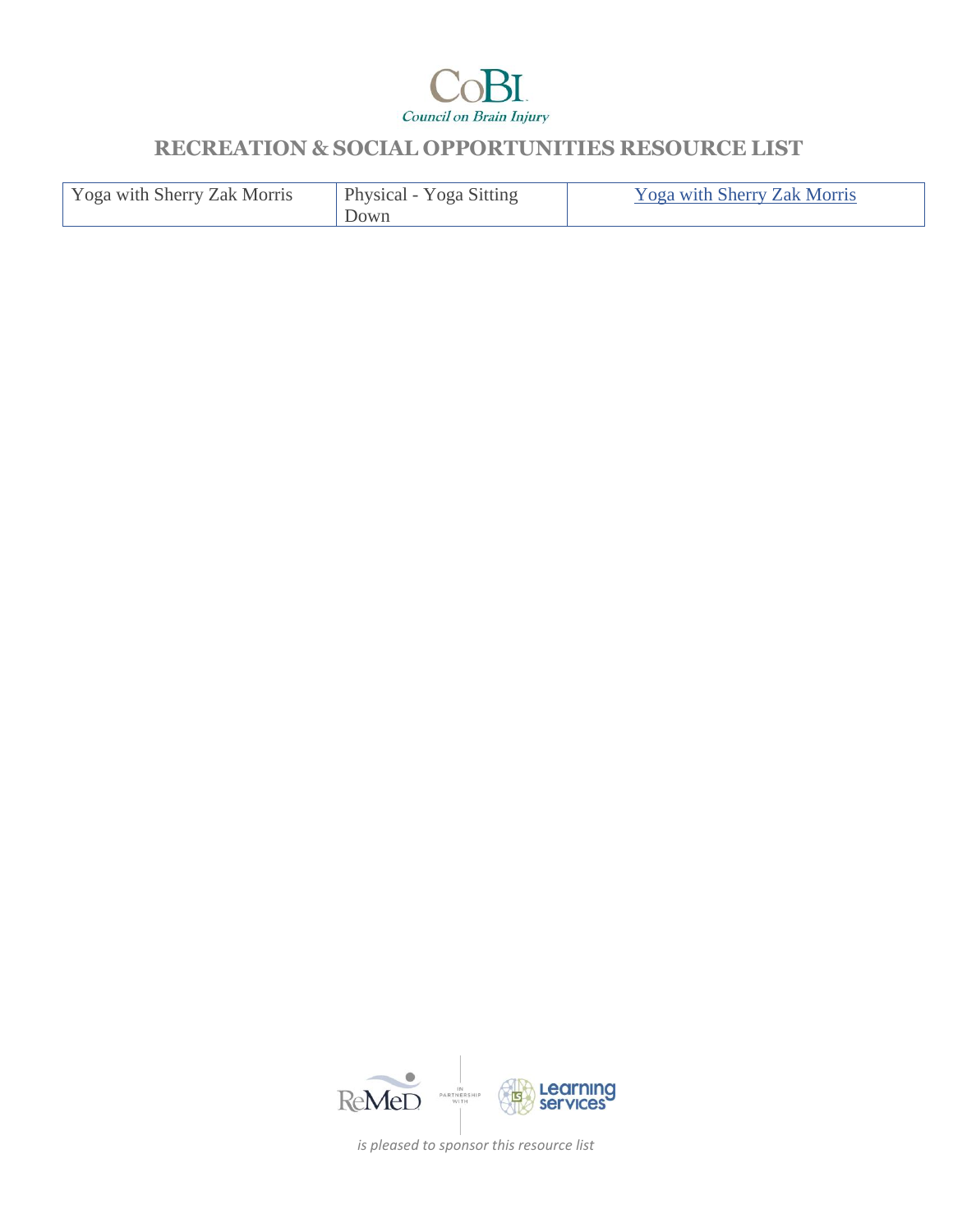| | | |
|---|---|---|
| Yoga with Sherry Zak Morris | Physical - Yoga Sitting Down | Yoga with Sherry Zak Morris |